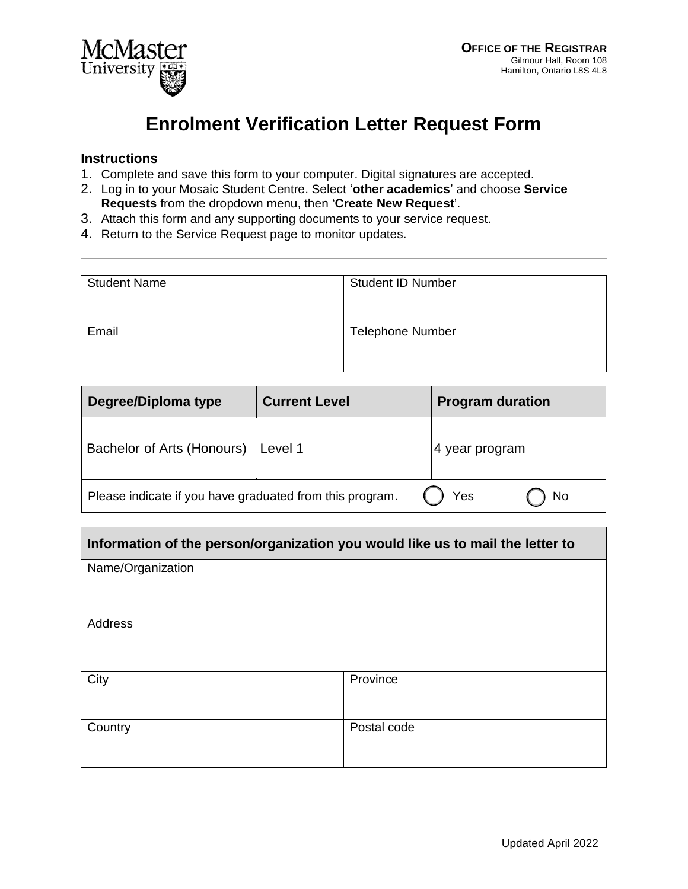McMaster University

**OFFICE OF THE REGISTRAR**
Gilmour Hall, Room 108
Hamilton, Ontario L8S 4L8

# Enrolment Verification Letter Request Form

### Instructions

1. Complete and save this form to your computer. Digital signatures are accepted.
2. Log in to your Mosaic Student Centre. Select '**other academics**' and choose **Service Requests** from the dropdown menu, then '**Create New Request**'.
3. Attach this form and any supporting documents to your service request.
4. Return to the Service Request page to monitor updates.

---

| Student Name | Student ID Number |
|---|---|
| Email | Telephone Number |

| **Degree/Diploma type** | **Current Level** | **Program duration** |
|---|---|---|
| Bachelor of Arts (Honours) | Level 1 | 4 year program |
| Please indicate if you have graduated from this program. | ◯ Yes | ◯ No |

| **Information of the person/organization you would like us to mail the letter to** | |
|---|---|
| Name/Organization | |
| Address | |
| City | Province |
| Country | Postal code |

Updated April 2022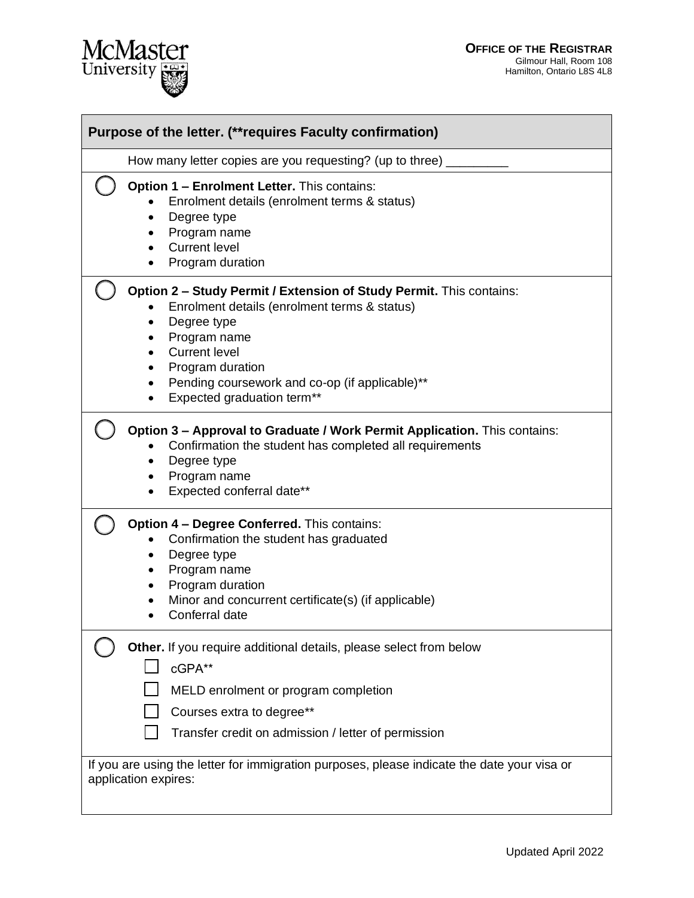**OFFICE OF THE REGISTRAR**
Gilmour Hall, Room 108
Hamilton, Ontario L8S 4L8

## Purpose of the letter. (**requires Faculty confirmation)

How many letter copies are you requesting? (up to three) _________

◯ **Option 1 – Enrolment Letter.** This contains:

- Enrolment details (enrolment terms & status)
- Degree type
- Program name
- Current level
- Program duration

◯ **Option 2 – Study Permit / Extension of Study Permit.** This contains:

- Enrolment details (enrolment terms & status)
- Degree type
- Program name
- Current level
- Program duration
- Pending coursework and co-op (if applicable)**
- Expected graduation term**

◯ **Option 3 – Approval to Graduate / Work Permit Application.** This contains:

- Confirmation the student has completed all requirements
- Degree type
- Program name
- Expected conferral date**

◯ **Option 4 – Degree Conferred.** This contains:

- Confirmation the student has graduated
- Degree type
- Program name
- Program duration
- Minor and concurrent certificate(s) (if applicable)
- Conferral date

◯ **Other.** If you require additional details, please select from below

- ☐ cGPA**
- ☐ MELD enrolment or program completion
- ☐ Courses extra to degree**
- ☐ Transfer credit on admission / letter of permission

If you are using the letter for immigration purposes, please indicate the date your visa or application expires:

Updated April 2022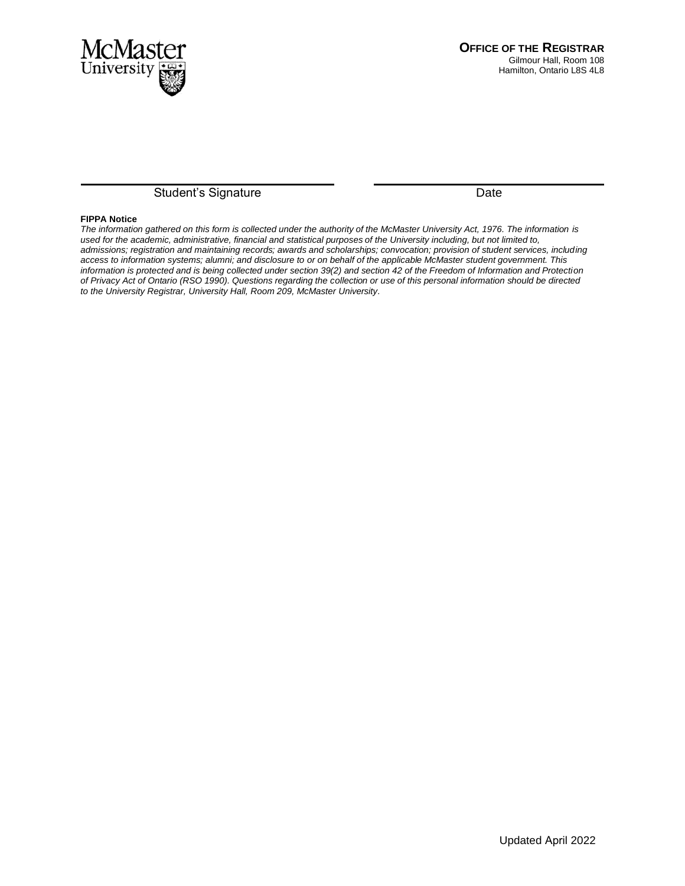**OFFICE OF THE REGISTRAR**
Gilmour Hall, Room 108
Hamilton, Ontario L8S 4L8

Student's Signature

Date

**FIPPA Notice**

*The information gathered on this form is collected under the authority of the McMaster University Act, 1976. The information is used for the academic, administrative, financial and statistical purposes of the University including, but not limited to, admissions; registration and maintaining records; awards and scholarships; convocation; provision of student services, including access to information systems; alumni; and disclosure to or on behalf of the applicable McMaster student government. This information is protected and is being collected under section 39(2) and section 42 of the Freedom of Information and Protection of Privacy Act of Ontario (RSO 1990). Questions regarding the collection or use of this personal information should be directed to the University Registrar, University Hall, Room 209, McMaster University.*

Updated April 2022